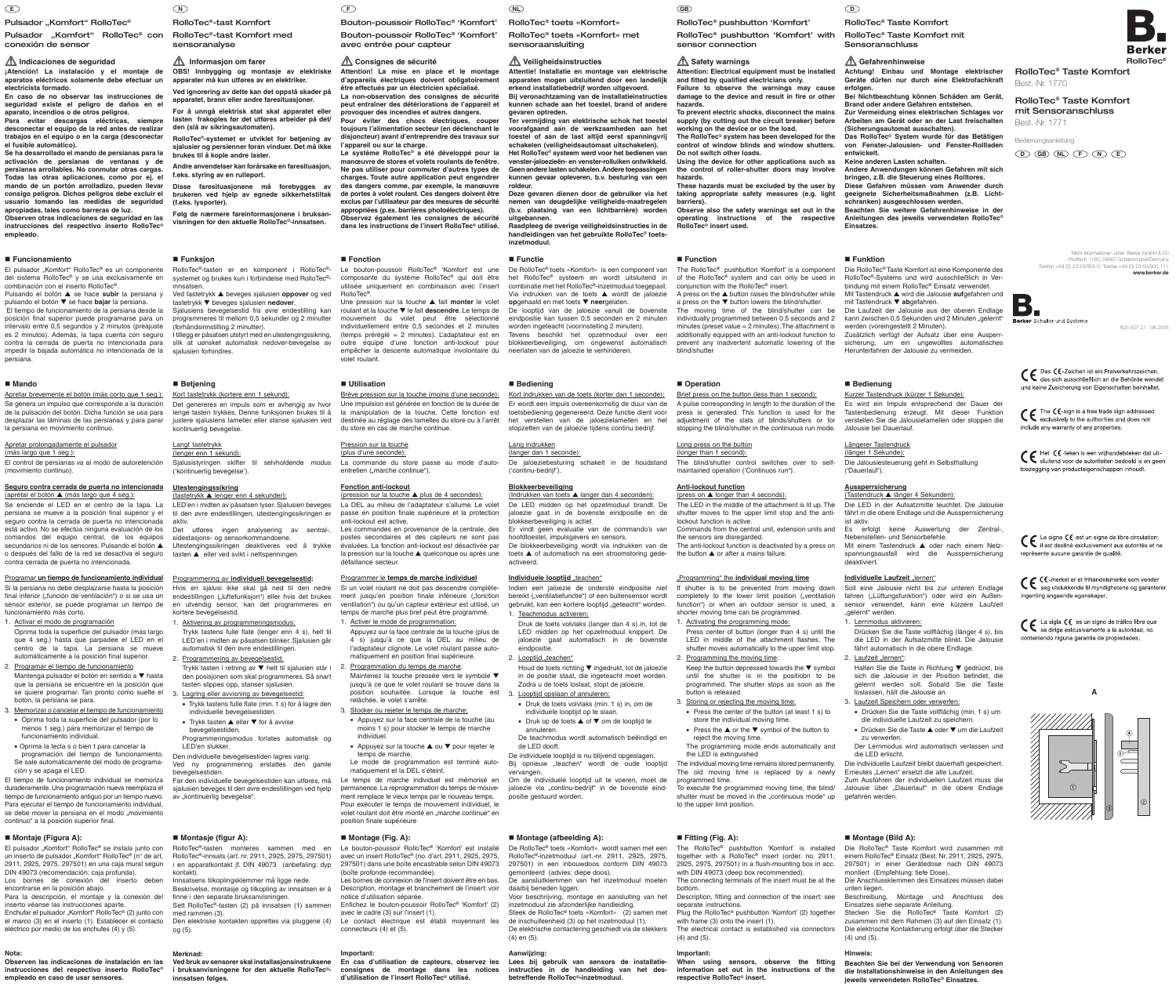# Berker RolloTec®

## RolloTec® Taste Komfort

Best.-Nr. 1770

## RolloTec® Taste Komfort mit Sensoranschluss

Best.-Nr. 1771

Bedienungsanleitung

D GB NL F N E

---

# E

## Pulsador „Komfort" RolloTec®

## Pulsador „Komfort" RolloTec® con conexión de sensor

### ⚠ Indicaciones de seguridad

**¡Atención! La instalación y el montaje de aparatos eléctricos solamente debe efectuar un electricista formado.**

**En caso de no observar las instrucciones de seguridad existe el peligro de daños en el aparato, incendios o de otros peligros.**

**Para evitar descargas eléctricas, siempre desconectar el equipo de la red antes de realizar trabajos en el equipo o en la carga (desconectar el fusible automático).**

**Se ha desarrollado el mando de persianas para la activación de persianas de ventanas y de persianas arrollables. No conmutar otras cargas. Todas las otras aplicaciones, como por ej. el mando de un portón arrollado, pueden llevar consigo peligros. Dichos peligros debe excluir el usuario tomando las medidas de seguridad apropiadas, tales como barreras de luz.**

**Observen otras indicaciones de seguridad en las instrucciones del respectivo inserto RolloTec® empleado.**

### ■ Funcionamiento

El pulsador „Komfort" RolloTec® es un componente del sistema RolloTec® y se usa exclusivamente en combinación con el inserto RolloTec®.

Pulsando el botón ▲ se hace **subir** la persiana y pulsando el botón ▼ se hace **bajar** la persiana.

El tiempo de funcionamiento de la persiana desde la posición final superior puede programarse para un intervalo entre 0,5 segundos y 2 minutos (preajuste es 2 minutos). Además, la tapa cuenta con seguro contra la cerrada de puerta no intencionada para impedir la bajada automática no intencionada de la persiana.

### ■ Mando

Apretar brevemente el botón (más corto que 1 seg.):

Se genera un impulso que corresponde a la duración de la pulsación del botón. Dicha función se usa para desplazar las láminas de las persianas y para parar la persiana en movimiento continuo.

Apretar prolongadamente el pulsador (más largo que 1 seg.):

El control de persianas va al modo de autorreción (movimiento continuo).

**Seguro contra cerrada de puerta no intencionada** (apretar el botón ▲ más largo que 4 seg.):

Se enciende el LED en el centro de la tapa. La persiana se mueve a la posición final superior y el seguro contra la cerrada de puerta no intencionada está activo. No se efectúa ninguna evaluación de los comandos del equipo central, de los equipos secundarios ni de los sensores. Pulsando el botón ▲ o después del fallo de la red se desactiva el seguro contra cerrada de puerta no intencionada.

Programar **un tiempo de funcionamiento individual**

Si la persiana no debe desplazarse hasta la posición final inferior („función de ventilación") o si se usa un sensor exterior, se puede programar un tiempo de funcionamiento más corto.

1. Activar el modo de programación
   Oprima toda la superficie del pulsador (más largo que 4 seg.) hasta que parpadee el LED en el centro de la tapa. La persiana se mueve automáticamente a la posición final superior.
2. Programar el tiempo de funcionamiento
   Mantenga pulsador el botón en sentido a ▼ hasta que la persiana se encuentre en la posición que se quiere programar. Tan pronto como suelte el botón, la persiana se para.
3. Memorizar o cancelar el tiempo de funcionamiento
   - Oprima toda la superficie del pulsador (por lo menos 1 seg.) para memorizar el tiempo de funcionamiento individual.
   - Oprima la tecla o bien ↑ para cancelar la programación del tiempo de funcionamiento.

   Se sale automáticamente del modo de programación y se apaga el LED.

El tiempo de funcionamiento individual se memoriza duraderamente. Una programación nueva reemplaza el tiempo de funcionamiento antiguo por un tiempo nuevo. Para ejecutar el tiempo de funcionamiento individual, se debe mover la persiana en el modo „movimiento continuo" a la posición superior final.

### ■ Montaje (Figura A):

El pulsador „Komfort" RolloTec® se instala junto con un inserto de pulsador „Komfort" RolloTec® (n° de art. 2911, 2925, 2975, 297501) en una caja mural según DIN 49073 (recomendación: caja profunda).

Los bornes de conexión del inserto deben encontrarse en la posición abajo.

Para la descripción, el montaje y la conexión del inserto véanse las instrucciones aparte.

Enchufar el pulsador „Komfort" RolloTec® (2) junto con el marco (3) en el inserto (1). Establecer el contacto eléctrico por medio de los enchufes (4) y (5).

**Nota:**

**Observen las indicaciones de instalación en las instrucciones del respectivo inserto RolloTec® empleado en caso de usar sensores.**

---

# N

## RolloTec®-tast Komfort

## RolloTec®-tast Komfort med sensoranalyse

### ⚠ Informasjon om farer

**OBS! Innbygging og montasje av elektriske apparater må kun utføres av en elektriker.**

**Ved ignorering av dette kan det oppstå skader på apparatet, brann eller andre faresituasjoner.**

**For å unngå elektrisk støt skal apparatet eller lasten frakobles for det utføres arbeider på det/den (slå av sikringsautomaten).**

**RolloTec®-systemet er utviklet for betjening av sjalusier og persienner foran vinduer. Det må ikke brukes til å kople andre laster.**

**Andre anvendelser kan forårsake en faresituasjon, f.eks. styring av en rulleport.**

**Disse faresituasjonene må forebygges av brukeren ved hjelp av egnede sikkerhetstiltak (f.eks. lysporter).**

**Følg de nærmere fareinformasjonene i bruksanvisningen for den aktuelle RolloTec®-innsatsen.**

### ■ Funksjon

RolloTec®-tasten er en komponent i RolloTec®-systemet og brukes kun i forbindelse med RolloTec®-innsatsen.

Ved tastetrykk ▲ beveges sjalusien **oppover** og ved tastetrykk ▼ beveges sjalusien **nedover**.

Sjalusiens bevegelsestid fra øvre endestilling kan programmeres til mellom 0,5 sekunder og 2 minutter (forhåndsinnstilling 2 minutter).

I tillegg er påsatsen utstyrt med en utestengingssikring, slik at uønsket automatisk nedover-bevegelse av sjalusien forhindres.

### ■ Betjening

Kort tastetrykk (kortere enn 1 sekund):

Det genereres en impuls som er avhengig av hvor lenge tasten trykkes. Denne funksjonen brukes til å justere sjalusiens lameller eller stanse sjalusien ved kontinuerlig bevegelse.

Langt tastetrykk (lenger enn 1 sekund):

Sjalusistyringen skifter til selvholdende modus ('kontinuerlig bevegelse').

**Utestengingssikring** (tastetrykk ▲ lenger enn 4 sekunder):

LED'en i midten av påsatsen lyser. Sjalusien beveges til den øvre endestillingen, utestengingssikringen er aktiv.

Det utføres ingen analysering av sentral-, sidestasjons- og sensorkommandoene. Utestengingssikringen deaktiveres ved å trykke tasten ▲ eller ved svikt i nettspenningen.

Programmering av **individuell bevegelsestid**:

Hvis en sjalusi ikke skal gå ned til den nedre endestillingen („luftefunksjon") eller hvis det brukes en utvendig sensor, kan det programmeres en kortere bevegelsestid.

1. Aktivering av programmeringsmodus:
   Trykk tastens hele flate (lenger enn 4 s), helt til LED'en i midten av påsatsen blinker. Sjalusien går automatisk til den øvre endestillingen.
2. Programmering av bevegelsestid:
   Trykk tasten i retning av ▼ helt til sjalusien står i den posisjonen som skal programmeres. Så snart tasten slippes opp, stanser sjalusien.
3. Lagring eller avvisning av bevegelsestid:
   - Trykk tastens hele flate (min. 1 s) for å lagre den individuelle bevegelsestiden.
   - Trykk tasten ▲ eller ▼ for å avvise bevegelsestiden.

   Programmeringsmodus forlates automatisk og LED'en slukker.

Den individuelle bevegelsestiden lagres varig.

Ved ny programmering erstattes den gamle bevegelsestiden.

For den individuelle bevegelsestiden kan utføres, må sjalusien beveges til den øvre endestillingen ved hjelp av „kontinuerlig bevegelse".

### ■ Montasje (figur A):

RolloTec®-tasten monteres sammen med en RolloTec®-innsats (art.nr. 2911, 2925, 2975, 297501) i en apparatkontakt jf. DIN 49073 (anbefaling: dyp kontakt).

Innsatsens tilkoplingsklemmer må ligge nede.

Beskrivelse, montasje og tilkopling av innsatsen er å finne i den separate bruksanvisningen.

Sett RolloTec®-tasten (2) på innsatsen (1) sammen med rammen (3).

Den elektriske kontakten opprettes via pluggene (4) og (5).

**Merknad:**

**Ved bruk av sensorer skal installasjonsinstruksene i bruksanvisningene for den aktuelle RolloTec®-innsatsen følges.**

---

# F

## Bouton-poussoir RolloTec® 'Komfort'

## Bouton-poussoir RolloTec® 'Komfort' avec entrée pour capteur

### ⚠ Consignes de sécurité

**Attention! La mise en place et le montage d'appareils électriques doivent obligatoirement être effectués par un électricien spécialisé.**

**La non-observation des consignes de sécurité peut entraîner des détériorations de l'appareil et provoquer des incendies et autres dangers.**

**Pour éviter des chocs électriques, couper toujours l'alimentation secteur (en déclenchant le disjoncteur) avant d'entreprendre des travaux sur l'appareil ou sur la charge.**

**Le système RolloTec® a été développé pour la manoeuvre de stores et volets roulants de fenêtre. Ne pas utiliser pour commuter d'autres types de charges. Toute autre application peut engendrer des dangers comme, par exemple, la manoeuvre de portes à volet roulant. Ces dangers doivent être exclus par l'utilisateur par des mesures de sécurité appropriées (p.ex. barrières photoélectriques).**

**Observez également les consignes de sécurité dans les instructions de l'insert RolloTec® utilisé.**

### ■ Fonction

Le bouton-poussoir RolloTec® 'Komfort' est une composante du système RolloTec® qui doit être utilisée uniquement en combinaison avec l'insert RolloTec®.

Une pression sur la touche ▲ fait **monter** le volet roulant et la touche ▼ le fait **descendre**. Le temps de mouvement du volet peut être sélectionné individuellement entre 0,5 secondes et 2 minutes (temps préréglé = 2 minutes). L'adaptateur est en outre équipé d'une fonction anti-lockout pour empêcher la descente automatique involontaire du volet roulant.

### ■ Utilisation

Brève pression sur la touche (moins d'une seconde):

Une impulsion est générée en fonction de la durée de la manipulation de la touche. Cette fonction est destinée au réglage des lamelles du store ou à l'arrêt du store en cas de marche continue.

Pression sur la touche (plus d'une seconde):

La commande du store passe au mode d'auto-entretien („marche continue").

**Fonction anti-lockout** (pression sur la touche ▲ plus de 4 secondes):

La DEL au milieu de l'adaptateur s'allume. Le volet passe en position finale supérieure et la protection anti-lockout est active.

Les commandes en provenance de la centrale, des postes secondaires et des capteurs ne sont pas évaluées. La fonction anti-lockout est désactivée par la pression sur la touche ▲ quelconque ou après une défaillance secteur.

Programmer le **temps de marche individuel**

Si un volet roulant ne doit pas descendre complètement jusqu'en position finale inférieure („fonction ventilation") ou qu'un capteur extérieur est utilisé, un temps de marche plus bref peut être programmé.

1. Activer le mode de programmation:
   Appuyez sur la face centrale de la touche (plus de 4 s) jusqu'à ce que la DEL au milieu de l'adaptateur clignote. Le volet roulant passe automatiquement en position final supérieure.
2. Programmation du temps de marche:
   Maintenez la touche pressée vers le symbole ▼ jusqu'à ce que le volet roulant se trouve dans la position souhaitée. Lorsque la touche est relâchée, le volet s'arrête.
3. Stocker ou rejeter le temps de marche:
   - Appuyez sur la face centrale de la touche (au moins 1 s) pour stocker le temps de marche individuel.
   - Appuyez sur la touche ▲ ou ▼ pour rejeter le temps de marche.

   Le mode de programmation est terminé automatiquement et la DEL s'éteint.

Le temps de marche individuel est mémorisé en permanence. La reprogrammation du temps de mouvement remplace le vieux temps par le nouveau temps. Pour exécuter le temps de mouvement individuel, le volet roulant doit être monté en „marche continue" en position finale supérieure

### ■ Montage (Fig. A):

Le bouton-poussoir RolloTec® 'Komfort' est installé avec un insert RolloTec® (no. d'art. 2911, 2925, 2975, 297501) dans une boîte encastrable selon DIN 49073 (boîte profonde recommandée).

Les bornes de connexion de l'insert doivent être en bas.

Description, montage et branchement de l'insert: voir notice d'utilisation séparée.

Enfichez le bouton-poussoir RolloTec® 'Komfort' (2) avec le cadre (3) sur l'insert (1).

Le contact électrique est établi moyennant les connecteurs (4) et (5).

**Important:**

**En cas d'utilisation de capteurs, observez les consignes de montage dans les notices d'utilisation de l'insert RolloTec® utilisé.**

---

# NL

## RolloTec® toets «Komfort»

## RolloTec® toets «Komfort» met sensoraansluiting

### ⚠ Veiligheidsinstructies

**Attentie! Installatie en montage van elektrische apparaten mogen uitsluitend door een landelijk erkend installatiebedrijf worden uitgevoerd.**

**Bij veronachtzaming van de installatieinstructies kunnen schade aan het toestel, brand of andere gevaren optreden.**

**Ter vermijding van elektrische schok het toestel voorafgaand aan de werkzaamheden aan het toestel of aan de last altijd eerst spanningvrij schakelen (veiligheidsautomaat uitschakelen).**

**Het RolloTec® systeem werd voor het bedienen van venster-jaloezieën- en venster-rolluiken ontwikkeld. Geen andere lasten schakelen. Andere toepassingen kunnen gevaar opleveren, b.v. besturing van een roldeur.**

**Deze gevaren dienen door de gebruiker via het nemen van deugdelijke veiligheids-maatregelen (b.v. plaatsing van een lichtbarrière) worden uitgebannen.**

**Raadpleeg de overige veiligheidsinstructies in de handleidingen van het gebruikte RolloTec® toets-inzetmoduul.**

### ■ Functie

De RolloTec® toets «Komfort» is een component van het RolloTec® systeem en wordt uitsluitend in combinatie met het RolloTec®-inzetmoduul toegepast.

Via indrukken van de toets ▲ wordt de jaloezie **op**gehaald en met toets ▼ **neer**gelaten.

De looptijd van de jaloezie vanuit de bovenste eindpositie kan tussen 0,5 seconden en 2 minuten worden ingesteld (voorinstelling 2 minuten).

Tevens beschikt het opzetmoduul over een blokkeerbeveiliging, om ongewenst automatisch neerlaten van de jaloezie te verhinderen.

### ■ Bediening

Kort indrukken van de toets (korter dan 1 seconde):

Er wordt een impuls overeenkomstig de duur van de toetsbediening gegenereerd. Deze functie dient voor het verstellen van de jaloezielamellen en het stopzetten van de jaloezie tijdens continu bedrijf.

Lang indrukken (langer dan 1 seconde):

De jaloeziebesturing schakelt in de houdstand ('continu-bedrijf').

**Blokkeerbeveiliging** (Indrukken van toets ▲ langer dan 4 seconden):

De LED midden op het opzetmoduul brandt. De jaloezie gaat in de bovenste eindpositie en de blokkeerbeveiliging is actief.

Er vindt geen evaluatie van de commando's van hoofdtoestel, impulsgevers en sensors.

De blokkeerbeveiliging wordt via indrukken van de toets ▲ of automatisch na een stroomstoring gedeactiveerd.

Individuele looptijd „teachen"

Indien een jaloezie de onderste eindpositie niet bereikt („ventilatiefunctie") of een buitensensor wordt gebruikt, kan een kortere looptijd „geteacht" worden.

1. Teachmodus activeren:
   Druk de toets volvlaks (langer dan 4 s) in, tot de LED midden op het opzetmoduul knippert. De jaloezie gaat automatisch in de bovenste eindpositie.
2. Looptijd „teachen"
   Houd de toets richting ▼ ingedrukt, tot de jaloezie in de positie staat, die ingeteacht moet worden. Zodra u de toets loslaat, stopt de jaloezie.
3. Looptijd opslaan of annuleren:
   - Druk de toets volvlaks (min. 1 s) in, om de individuele looptijd op te slaan.
   - Druk op de toets ▲ of ▼ om de looptijd te annuleren.

   De teachmodus wordt automatisch beëindigd en de LED dooft.

De individuele looptijd is nu blijvend opgeslagen.

Bij opnieuw „teachen" wordt de oude looptijd vervangen.

Om de individuele looptijd uit te voeren, moet de jaloezie via „continu-bedrijf" in de bovenste eindpositie gestuurd worden.

### ■ Montage (afbeelding A):

De RolloTec® toets «Komfort» wordt samen met een RolloTec®-inzetmoduul (art.-nr. 2911, 2925, 2975, 297501) in een inbouwdoos conform DIN 49073 gemonteerd (advies: diepe doos).

De aansluitklemmen van het inzetmoduul moeten daarbij beneden liggen.

Voor beschrijving, montage en aansluiting van het inzetmoduul zie afzonderlijke handleiding.

Steek de RolloTec® toets «Komfort» (2) samen met de inschuifeenheid (3) op het inzetmoduul (1).

De elektrische contactering geschiedt via de stekkers (4) en (5).

**Aanwijzing:**

**Lees bij gebruik van sensors de installatie-instructies in de handleiding van het desbetreffende RolloTec®-inzetmoduul.**

---

# GB

## RolloTec® pushbutton 'Komfort'

## RolloTec® pushbutton 'Komfort' with sensor connection

### ⚠ Safety warnings

**Attention: Electrical equipment must be installed and fitted by qualified electricians only.**

**Failure to observe the warnings may cause damage to the device and result in fire or other hazards.**

**To prevent electric shocks, disconnect the mains supply (by cutting out the circuit breaker) before working on the device or on the load.**

**The RolloTec® system has been developed for the control of window blinds and window shutters. Do not switch other loads.**

**Using the device for other applications such as the control of roller-shutter doors may involve hazards.**

**These hazards must be excluded by the user by taking appropriate safety measures (e.g. light barriers).**

**Observe also the safety warnings set out in the operating instructions of the respective RolloTec® insert used.**

### ■ Function

The RolloTec® pushbutton 'Komfort' is a component of the RolloTec® system and can only be used in conjunction with the RolloTec® insert.

A press on the ▲ button raises the blind/shutter while a press on the ▼ button lowers the blind/shutter.

The moving time of the blind/shutter can be individually programmed between 0.5 seconds and 2 minutes (preset value = 2 minutes). The attachment is additionally equipped with an anti-lockout function to prevent any inadvertent automatic lowering of the blind/shutter

### ■ Operation

Brief press on the button (less than 1 second):

A pulse corresponding in length to the duration of the press is generated. This function is used for the adjustment of the slats of blinds/shutters or for stopping the blind/shutter in the continuous run mode.

Long press on the button (longer than 1 second):

The blind/shutter control switches over to self-maintained operation ('Continous run').

**Anti-lockout function** (press on ▲ longer than 4 seconds):

The LED in the middle of the attachment is lit up. The shutter moves to the upper limit stop and the anti-lockout function is active.

Commands from the central unit, extension units and the sensors are disregarded.

The anti-lockout function is deactivated by a press on the button ▲ or after a mains failure.

„Programming" the **individual moving time**

If shutter is to be prevented from moving down completely to the lower limit position („ventilation function") or when an outdoor sensor is used, a shorter moving time can be programmed.

1. Activating the programming mode:
   Press center of button (longer than 4 s) until the LED in middle of the attached flashes. The shutter moves automatically to the upper limit stop.
2. Programming the moving time:
   Keep the button depressed towards the ▼ symbol until the shutter is in the positiobn to be programmed. The shutter stops as soon as the button is released.
3. Storing or rejecting the moving time:
   - Press the center of the button (at least 1 s) to store the individual moving time.
   - Press the ▲ or the ▼ symbol of the button to reject the moving time.

   The programming mode ends automatically and the LED is extinguished

The individual moving time remains stored permanently. The old moving time is replaced by a newly programmed time.

To execute the programmed moving time, the blind/shutter must be moved in the „continuous mode" up to the upper limit position.

### ■ Fitting (Fig. A):

The RolloTec® pushbutton 'Komfort' is installed together with a RolloTec® insert (order. no. 2911, 2925, 2975, 297501) in a flush-mounting box in acc. with DIN 49073 (deep box recommended).

The connecting terminals of the insert must be at the bottom.

Description, fitting and connection of the insert: see separate instructions.

Plug the RolloTec® pushbutton 'Komfort' (2) together with frame (3) onto the insert (1).

The electrical contact is established via connectors (4) and (5).

**Important:**

**When using sensors, observe the fitting information set out in the instructions of the respective RolloTec® insert.**

---

# D

## RolloTec® Taste Komfort

## RolloTec® Taste Komfort mit Sensoranschluss

### ⚠ Gefahrenhinweise

**Achtung! Einbau und Montage elektrischer Geräte dürfen nur durch eine Elektrofachkraft erfolgen.**

**Bei Nichtbeachtung können Schäden am Gerät, Brand oder andere Gefahren entstehen.**

**Zur Vermeidung eines elektrischen Schlages vor Arbeiten am Gerät oder an der Last freischalten (Sicherungsautomat ausschalten).**

**Das RolloTec® System wurde für das Betätigen von Fenster-Jalousien- und Fenster-Rollladen entwickelt.**

**Keine anderen Lasten schalten.**

**Andere Anwendungen können Gefahren mit sich bringen, z.B. die Steuerung eines Rolltores.**

**Diese Gefahren müssen vom Anwender durch geeignete Sicherheitsmaßnahmen (z.B. Lichtschranken) ausgeschlossen werden.**

**Beachten Sie weitere Gefahrenhinweise in der Anleitungen des jeweils verwendeten RolloTec® Einsatzes.**

### ■ Funktion

Die RolloTec® Taste Komfort ist eine Komponente des RolloTec®-Systems und wird ausschließlich in Verbindung mit dem RolloTec® Einsatz verwendet.

Mit Tastendruck ▲ wird die Jalousie **auf**gefahren und mit Tastendruck ▼ **ab**gefahren.

Die Laufzeit der Jalousie aus der oberen Endlage kann zwischen 0,5 Sekunden und 2 Minuten „gelernt" werden (voreingestellt 2 Minuten).

Zusätzlich verfügt der Aufsatz über eine Aussperrsicherung, um ein ungewolltes automatisches Herunterfahren der Jalousie zu vermeiden.

### ■ Bedienung

Kurzer Tastendruck (kürzer 1 Sekunde):

Es wird ein Impuls entsprechend der Dauer der Tastenbedienung erzeugt. Mit dieser Funktion verstellen Sie die Jalousielamellen oder stoppen die Jalousie bei Dauerlauf.

Längerer Tastendruck (länger 1 Sekunde):

Die Jalousiesteuerung geht in Selbsthaltung ('Dauerlauf').

**Aussperrsicherung** (Tastendruck ▲ länger 4 Sekunden):

Die LED in der Aufsatzmitte leuchtet. Die Jalousie fährt in die obere Endlage und die Aussperrsicherung ist aktiv.

Es erfolgt keine Auswertung der Zentral-, Nebenstellen- und Sensorbefehle.

Mit einem Tastendruck ▲ oder nach einem Netzspannungsausfall wird die Aussperrsicherung deaktiviert.

**Individuelle Laufzeit „lernen"**

Soll eine Jalousie nicht bis zur unteren Endlage fahren („Lüftungsfunktion") oder wird ein Außensensor verwendet, kann eine kürzere Laufzeit „gelernt" werden.

1. Lernmodus aktivieren:
   Drücken Sie die Taste vollflächig (länger 4 s), bis die LED in der Aufsatzmitte blinkt. Die Jalousie fährt automatisch in die obere Endlage.
2. Laufzeit „lernen":
   Halten Sie die Taste in Richtung ▼ gedrückt, bis sich die Jalousie in der Position befindet, die gelernt werden soll. Sobald Sie die Taste loslassen, hält die Jalousie an.
3. Laufzeit Speichern oder verwerfen:
   - Drücken Sie die Taste vollflächig (min. 1 s) um die individuelle Laufzeit zu speichern.
   - Drücken Sie die Taste ▲ oder ▼ um die Laufzeit zu verwerfen.

   Der Lernmodus wird automatisch verlassen und die LED erlischt.

Die individuelle Laufzeit bleibt dauerhaft gespeichert.

Erneutes „Lernen" ersetzt die alte Laufzeit.

Zum Ausführen der individuellen Laufzeit muss die Jalousie über „Dauerlauf" in die obere Endlage gefahren werden.

### ■ Montage (Bild A):

Die RolloTec® Taste Komfort wird zusammen mit einem RolloTec® Einsatz (Best. Nr. 2911, 2925, 2975, 297501) in einer Gerätedose nach DIN 49073 montiert (Empfehlung: tiefe Dose).

Die Anschlussklemmen des Einsatzes müssen dabei unten liegen.

Beschreibung, Montage und Anschluss des Einsatzes siehe separate Anleitung.

Stecken Sie die RolloTec® Taste Komfort (2) zusammen mit dem Rahmen (3) auf den Einsatz (1).

Die elektrische Kontaktierung erfolgt über die Stecker (4) und (5).

**Hinweis:**

**Beachten Sie bei der Verwendung von Sensoren die Installationshinweise in den Anleitungen des jeweils verwendeten RolloTec® Einsatzes.**

---

Mehr Informationen unter: Berker GmbH & Co
Postfach 1160, 58567 Schalksmühle/Germany
Telefon +49 (0) 23 55/905-0, Telefax +49 (0) 23 55/905-111
**www.berker.de**

**Berker** Schalter und Systeme

825 507 21   08.2005

CE Das CE-Zeichen ist ein Freiverkehrszeichen, das sich ausschließlich an die Behörde wendet und keine Zusicherung von Eigenschaften beinhaltet.

CE The CE-sign is a free trade sign addressed exclusively to the authorities and does not include any warranty of any properties.

CE Het CE-teken is een vrijhandelsteken dat uitsluitend voor de autoriteiten bedoeld is en geen toezegging van producteigenschappen inhoudt.

CE Le signe CE est un signe de libre circulation: il est destiné exclusivement aux autorités et ne représente aucune garantie de qualité.

CE CE-merket er et frihandelsmerke som vender seg utelukkende til myndighetene og garanterer ingenting angående egenskaper.

CE La sigla CE es un signo de tráfico libre que se dirige exclusivamente a la autoridad, no conteniendo ninguna garantía de propiedades.

**A**

④ ⑤ ① ③ ②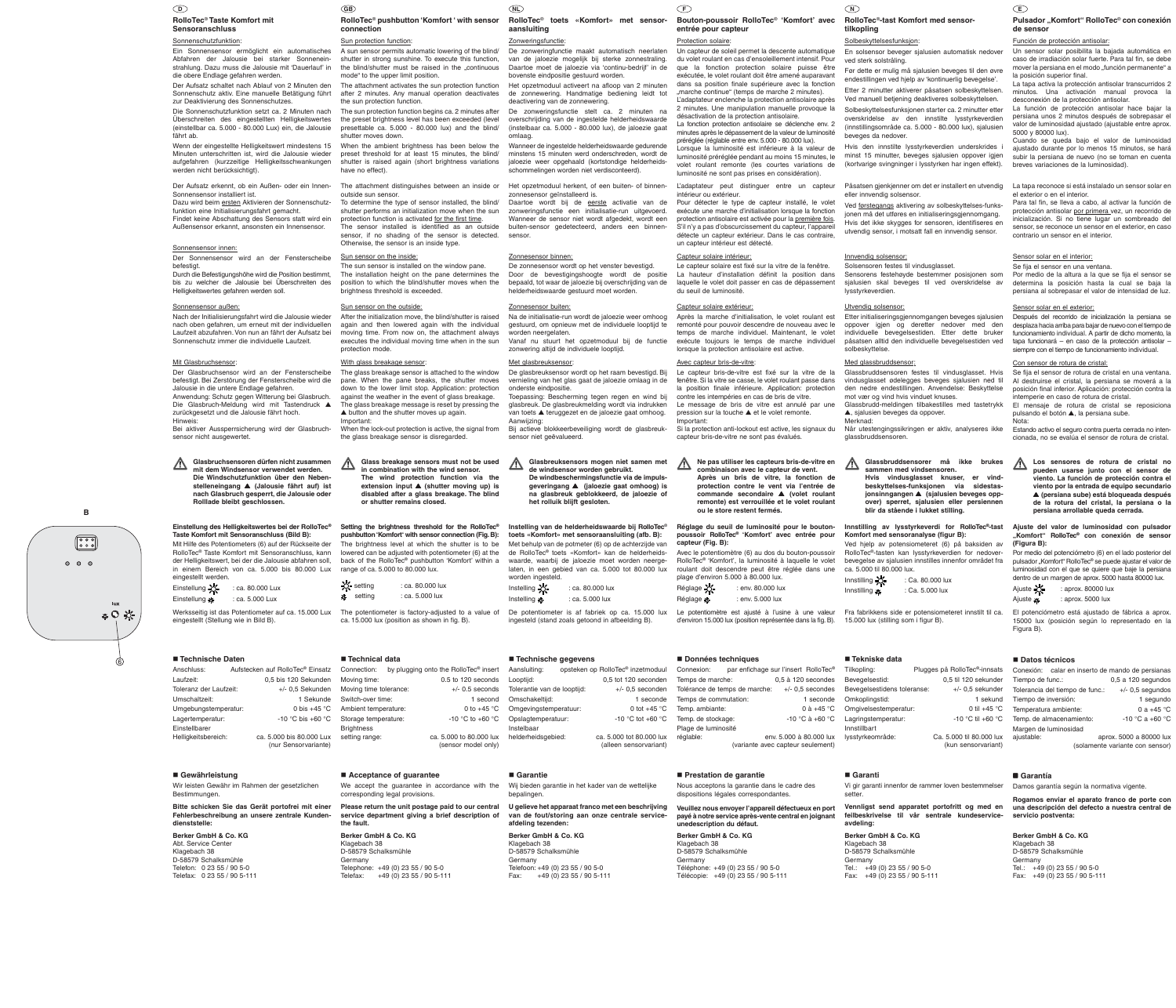D

## RolloTec® Taste Komfort mit Sensoranschluss

Sonnenschutzfunktion:

Ein Sonnensensor ermöglicht ein automatisches Abfahren der Jalousie bei starker Sonneneinstrahlung. Dazu muss die Jalousie mit 'Dauerlauf' in die obere Endlage gefahren werden.

Der Aufsatz schaltet nach Ablauf von 2 Minuten den Sonnenschutz aktiv. Eine manuelle Betätigung führt zur Deaktivierung des Sonnenschutzes.

Die Sonnenschutzfunktion setzt ca. 2 Minuten nach Überschreiten des eingestellten Helligkeitswertes (einstellbar ca. 5.000 - 80.000 Lux) ein, die Jalousie fährt ab.

Wenn der eingestellte Helligkeitswert mindestens 15 Minuten unterschritten ist, wird die Jalousie wieder aufgefahren (kurzzeitige Helligkeitsschwankungen werden nicht berücksichtigt).

Der Aufsatz erkennt, ob ein Außen- oder ein Innen-Sonnensensor installiert ist.
Dazu wird beim ersten Aktivieren der Sonnenschutzfunktion eine Initialisierungsfahrt gemacht.
Findet keine Abschattung des Sensors statt wird ein Außensensor erkannt, ansonsten ein Innensensor.

Sonnensensor innen:
Der Sonnensensor wird an der Fensterscheibe befestigt.
Durch die Befestigungshöhe wird die Position bestimmt, bis zu welcher die Jalousie bei Überschreiten des Helligkeitswertes gefahren werden soll.

Sonnensensor außen:
Nach der Initialisierungsfahrt wird die Jalousie wieder nach oben gefahren, um erneut mit der individuellen Laufzeit abzufahren. Von nun an fährt der Aufsatz bei Sonnenschutz immer die individuelle Laufzeit.

Mit Glasbruchsensor:
Der Glasbruchsensor wird an der Fensterscheibe befestigt. Bei Zerstörung der Fensterscheibe wird die Jalousie in die untere Endlage gefahren.
Anwendung: Schutz gegen Witterung bei Glasbruch.
Die Glasbruch-Meldung wird mit Tastendruck ▲ zurückgesetzt und die Jalousie fährt hoch.
Hinweis:
Bei aktiver Aussperrsicherung wird der Glasbruchsensor nicht ausgewertet.

⚠ **Glasbruchsensoren dürfen nicht zusammen mit dem Windsensor verwendet werden. Die Windschutzfunktion über den Nebenstelleneingang ▲ (Jalousie fährt auf) ist nach Glasbruch gesperrt, die Jalousie oder Rolllade bleibt geschlossen.**

**Einstellung des Helligkeitswertes bei der RolloTec® Taste Komfort mit Sensoranschluss (Bild B):**
Mit Hilfe des Potentiometers (6) auf der Rückseite der RolloTec® Taste Komfort mit Sensoranschluss, kann der Helligkeitswert, bei der die Jalousie abfahren soll, in einem Bereich von ca. 5.000 bis 80.000 Lux eingestellt werden.

Einstellung ☀ : ca. 80.000 Lux
Einstellung ☀ : ca. 5.000 Lux

Werksseitig ist das Potentiometer auf ca. 15.000 Lux eingestellt (Stellung wie in Bild B).

### Technische Daten

| | |
|---|---|
| Anschluss: | Aufstecken auf RolloTec® Einsatz |
| Laufzeit: | 0,5 bis 120 Sekunden |
| Toleranz der Laufzeit: | +/- 0,5 Sekunden |
| Umschaltzeit: | 1 Sekunde |
| Umgebungstemperatur: | 0 bis +45 °C |
| Lagertemperatur: | -10 °C bis +60 °C |
| Einstellbarer Helligkeitsbereich: | ca. 5.000 bis 80.000 Lux (nur Sensorvariante) |

### Gewährleistung

Wir leisten Gewähr im Rahmen der gesetzlichen Bestimmungen.

**Bitte schicken Sie das Gerät portofrei mit einer Fehlerbeschreibung an unsere zentrale Kundendienststelle:**

**Berker GmbH & Co. KG**
Abt. Service Center
Klagebach 38
D-58579 Schalksmühle
Telefon: 0 23 55 / 90 5-0
Telefax: 0 23 55 / 90 5-111

GB

## RolloTec® pushbutton 'Komfort ' with sensor connection

Sun protection function:

A sun sensor permits automatic lowering of the blind/ shutter in strong sunshine. To execute this function, the blind/shutter must be raised in the „continuous mode“ to the upper limit position.

The attachment activates the sun protection function after 2 minutes. Any manual operation deactivates the sun protection function.

The sun protection function begins ca. 2 minutes after the preset brightness level has been exceeded (level presettable ca. 5.000 - 80.000 lux) and the blind/ shutter moves down.

When the ambient brightness has been below the preset threshold for at least 15 minutes, the blind/ shutter is raised again (short brightness variations have no effect).

The attachment distinguishes between an inside or outside sun sensor.
To determine the type of sensor installed, the blind/ shutter performs an initialization move when the sun protection function is activated for the first time.
The sensor installed is identified as an outside sensor, if no shading of the sensor is detected. Otherwise, the sensor is an inside type.

Sun sensor on the inside:
The sun sensor is installed on the window pane.
The installation height on the pane determines the position to which the blind/shutter moves when the brightness threshold is exceeded.

Sun sensor on the outside:
After the initialization move, the blind/shutter is raised again and then lowered again with the individual moving time. From now on, the attachment always executes the individual moving time when in the sun protection mode.

With glass breakage sensor:
The glass breakage sensor is attached to the window pane. When the pane breaks, the shutter moves down to the lower limit stop. Application: protection against the weather in the event of glass breakage.
The glass breakage message is reset by pressing the ▲ button and the shutter moves up again.
Important:
When the lock-out protection is active, the signal from the glass breakage sensor is disregarded.

⚠ **Glass breakage sensors must not be used in combination with the wind sensor. The wind protection function via the extension input ▲ (shutter moving up) is disabled after a glass breakage. The blind or shutter remains closed.**

**Setting the brightness threshold for the RolloTec® pushbutton 'Komfort' with sensor connection (Fig. B):**
The brightness level at which the shutter is to be lowered can be adjusted with potentiometer (6) at the back of the RolloTec® pushbutton 'Komfort' within a range of ca. 5.000 to 80.000 lux.

☀ setting : ca. 80.000 lux
☀ setting : ca. 5.000 lux

The potentiometer is factory-adjusted to a value of ca. 15.000 lux (position as shown in fig. B).

### Technical data

| | |
|---|---|
| Connection: | by plugging onto the RolloTec® insert |
| Moving time: | 0.5 to 120 seconds |
| Moving time tolerance: | +/- 0.5 seconds |
| Switch-over time: | 1 second |
| Ambient temperature: | 0 to +45 °C |
| Storage temperature: | -10 °C to +60 °C |
| Brightness setting range: | ca. 5.000 to 80.000 lux (sensor model only) |

### Acceptance of guarantee

We accept the guarantee in accordance with the corresponding legal provisions.

**Please return the unit postage paid to our central service department giving a brief description of the fault.**

**Berker GmbH & Co. KG**
Klagebach 38
D-58579 Schalksmühle
Germany
Telephone: +49 (0) 23 55 / 90 5-0
Telefax: +49 (0) 23 55 / 90 5-111

NL

## RolloTec® toets «Komfort» met sensoraansluiting

Zonweringsfunctie:

De zonweringfunctie maakt automatisch neerlaten van de jaloezie mogelijk bij sterke zonnestraling. Daartoe moet de jaloezie via 'continu-bedrijf' in de bovenste eindpositie gestuurd worden.

Het opzetmoduul activeert na afloop van 2 minuten de zonnewering. Handmatige bediening leidt tot deactivering van de zonnewering.

De zonweringsfunctie stelt ca. 2 minuten na overschrijding van de ingestelde helderheidswaarde (instelbaar ca. 5.000 - 80.000 lux), de jaloezie gaat omlaag.

Wanneer de ingestelde helderheidswaarde gedurende minstens 15 minuten werd onderschreden, wordt de jaloezie weer opgehaald (kortstondige helderheidsschommelingen worden niet verdisconteerd).

Het opzetmoduul herkent, of een buiten- of binnenzonnesensor geïnstalleerd is.
Daartoe wordt bij de eerste activatie van de zonweringsfunctie een initialisatie-run uitgevoerd. Wanneer de sensor niet wordt afgedekt, wordt een buiten-sensor gedetecteerd, anders een binnensensor.

Zonnesensor binnen:
De zonnesensor wordt op het venster bevestigd.
Door de bevestigingshoogte wordt de positie bepaald, tot waar de jaloezie bij overschrijding van de helderheidswaarde gestuurd moet worden.

Zonnesensor buiten:
Na de initialisatie-run wordt de jaloezie weer omhoog gestuurd, om opnieuw met de individuele looptijd te worden neergelaten.
Vanaf nu stuurt het opzetmoduul bij de functie zonwering altijd de individuele looptijd.

Met glasbreuksensor:
De glasbreuksensor wordt op het raam bevestigd. Bij vernieling van het glas gaat de jaloezie omlaag in de onderste eindpositie.
Toepassing: Bescherming tegen regen en wind bij glasbreuk. De glasbreukmelding wordt via indrukken van toets ▲ teruggezet en de jaloezie gaat omhoog.
Aanwijzing:
Bij actieve blokkeerbeveiliging wordt de glasbreuksensor niet geëvalueerd.

⚠ **Glasbreuksensoren mogen niet samen met de windsensor worden gebruikt. De windbeschermingsfunctie via de impulsgeveringang ▲ (jaloezie gaat omhoog) is na glasbreuk geblokkeerd, de jaloezie of het rolluik blijft gesloten.**

**Instelling van de helderheidswaarde bij RolloTec® toets «Komfort» met sensoraansluiting (afb. B):**
Met behulp van de potmeter (6) op de achterzijde van de RolloTec® toets «Komfort» kan de helderheidswaarde, waarbij de jaloezie moet worden neergelaten, in een gebied van ca. 5.000 tot 80.000 lux worden ingesteld.

Instelling ☀ : ca. 80.000 lux
Instelling ☀ : ca. 5.000 lux

De potmeter is af fabriek op ca. 15.000 lux ingesteld (stand zoals getoond in afbeelding B).

### Technische gegevens

| | |
|---|---|
| Aansluiting: | opsteken op RolloTec® inzetmoduul |
| Looptijd: | 0,5 tot 120 seconden |
| Tolerantie van de looptijd: | +/- 0,5 seconden |
| Omschakeltijd: | 1 seconde |
| Omgevingstemperatuur: | 0 tot +45 °C |
| Opslagtemperatuur: | -10 °C tot +60 °C |
| Instelbaar helderheidsgebied: | ca. 5.000 tot 80.000 lux (alleen sensorvariant) |

### Garantie

Wij bieden garantie in het kader van de wettelijke bepalingen.

**U gelieve het apparaat franco met een beschrijving van de fout/storing aan onze centrale serviceafdeling tezenden:**

**Berker GmbH & Co. KG**
Klagebach 38
D-58579 Schalksmühle
Germany
Telefoon: +49 (0) 23 55 / 90 5-0
Fax: +49 (0) 23 55 / 90 5-111

F

## Bouton-poussoir RolloTec® 'Komfort' avec entrée pour capteur

Protection solaire:

Un capteur de soleil permet la descente automatique du volet roulant en cas d'ensoleillement intensif. Pour que la fonction protection solaire puisse être exécutée, le volet roulant doit être amené auparavant dans sa position finale supérieure avec la fonction „marche continue“ (temps de marche 2 minutes).
L'adaptateur enclenche la protection antisolaire après 2 minutes. Une manipulation manuelle provoque la désactivation de la protection antisolaire.
La fonction protection antisolaire se déclenche env. 2 minutes après le dépassement de la valeur de luminosité préréglée (réglable entre env. 5.000 - 80.000 lux).
Lorsque la luminosité est inférieure à la valeur de luminosité préréglée pendant au moins 15 minutes, le volet roulant remonte (les courtes variations de luminosité ne sont pas prises en considération).

L'adaptateur peut distinguer entre un capteur intérieur ou extérieur.
Pour détecter le type de capteur installé, le volet exécute une marche d'initialisation lorsque la fonction protection antisolaire est activée pour la première fois. S'il n'y a pas d'obscurcissement du capteur, l'appareil détecte un capteur extérieur. Dans le cas contraire, un capteur intérieur est détecté.

Capteur solaire intérieur:
Le capteur solaire est fixé sur la vitre de la fenêtre.
La hauteur d'installation définit la position dans laquelle le volet doit passer en cas de dépassement du seuil de luminosité.

Capteur solaire extérieur:
Après la marche d'initialisation, le volet roulant est remonté pour pouvoir descendre de nouveau avec le temps de marche individuel. Maintenant, le volet exécute toujours le temps de marche individuel lorsque la protection antisolaire est active.

Avec capteur bris-de-vitre:
Le capteur bris-de-vitre est fixé sur la vitre de la fenêtre. Si la vitre se casse, le volet roulant passe dans la position finale inférieure. Application: protection contre les intempéries en cas de bris de vitre.
Le message de bris de vitre est annulé par une pression sur la touche ▲ et le volet remonte.
Important:
Si la protection anti-lockout est active, les signaux du capteur bris-de-vitre ne sont pas évalués.

⚠ **Ne pas utiliser les capteurs bris-de-vitre en combinaison avec le capteur de vent. Après un bris de vitre, la fonction de protection contre le vent via l'entrée de commande secondaire ▲ (volet roulant remonte) est verrouillée et le volet roulant ou le store restent fermés.**

**Réglage du seuil de luminosité pour le bouton-poussoir RolloTec® 'Komfort' avec entrée pour capteur (Fig. B):**
Avec le potentiomètre (6) au dos du bouton-poussoir RolloTec® 'Komfort', la luminosité à laquelle le volet roulant doit descendre peut être réglée dans une plage d'environ 5.000 à 80.000 lux.

Réglage ☀ : env. 80.000 lux
Réglage ☀ : env. 5.000 lux

Le potentiomètre est ajusté à l'usine à une valeur d'environ 15.000 lux (position représentée dans la fig. B).

### Données techniques

| | |
|---|---|
| Connexion: | par enfichage sur l'insert RolloTec® |
| Temps de marche: | 0,5 à 120 secondes |
| Tolérance de temps de marche: | +/- 0,5 secondes |
| Temps de commutation: | 1 seconde |
| Temp. ambiante: | 0 à +45 °C |
| Temp. de stockage: | -10 °C à +60 °C |
| Plage de luminosité réglable: | env. 5.000 à 80.000 lux (variante avec capteur seulement) |

### Prestation de garantie

Nous acceptons la garantie dans le cadre des dispositions légales correspondantes.

**Veuillez nous envoyer l'appareil défectueux en port payé à notre service après-vente central en joignant unedescription du défaut.**

**Berker GmbH & Co. KG**
Klagebach 38
D-58579 Schalksmühle
Germany
Téléphone: +49 (0) 23 55 / 90 5-0
Télécopie: +49 (0) 23 55 / 90 5-111

N

## RolloTec®-tast Komfort med sensortilkopling

Solbeskyttelsesfunksjon:

En solsensor beveger sjalusien automatisk nedover ved sterk solstråling.

Før dette er mulig må sjalusien beveges til den øvre endestillingen ved hjelp av 'kontinuerlig bevegelse'.

Etter 2 minutter aktiverer påsatsen solbeskyttelsen. Ved manuell betjening deaktiveres solbeskyttelsen.

Solbeskyttelsesfunksjonen starter ca. 2 minutter etter overskridelse av den innstilte lysstyrkeverdien (innstillingsområde ca. 5.000 - 80.000 lux), sjalusien beveges da nedover.

Hvis den innstilte lysstyrkeverdien underskrides i minst 15 minutter, beveges sjalusien oppover igjen (kortvarige svingninger i lysstyrken har ingen effekt).

Påsatsen gjenkjenner om det er installert en utvendig eller innvendig solsensor.

Ved førstegangs aktivering av solbeskyttelses-funksjonen må det utføres en initialiseringsgjennomgang. Hvis det ikke skygges for sensoren, identifiseres en utvendig sensor, i motsatt fall en innvendig sensor.

Innvendig solsensor:
Solsensoren festes til vindusglasset.
Sensorens festehøyde bestemmer posisjonen som sjalusien skal beveges til ved overskridelse av lysstyrkeverdien.

Utvendig solsensor:
Etter initialiseringsgjennomgangen beveges sjalusien oppover igjen og deretter nedover med den individuelle bevegelsestiden. Etter dette bruker påsatsen alltid den individuelle bevegelsestiden ved solbeskyttelse.

Med glassbruddsensor:
Glassbruddsensoren festes til vindusglasset. Hvis vindusglasset ødelegges beveges sjalusien ned til den nedre endestillingen. Anvendelse: Beskyttelse mot vær og vind hvis vinduet knuses.
Glassbrudd-meldingen tilbakestilles med tastetrykk ▲, sjalusien beveges da oppover.
Merknad:
Når utestengingssikringen er aktiv, analyseres ikke glassbruddsensoren.

⚠ **Glassbruddsensorer må ikke brukes sammen med vindsensoren. Hvis vindusglasset knuser, er vindbeskyttelses-funksjonen via sidestasjonsinngangen ▲ (sjalusien beveges oppover) sperret, sjalusien eller persiennen blir da stående i lukket stilling.**

**Innstilling av lysstyrkeverdi for RolloTec®-tast Komfort med sensoranalyse (figur B):**
Ved hjelp av potensiometeret (6) på baksiden av RolloTec®-tasten kan lysstyrkeverdien for nedoverbevegelse av sjalusien innstilles innenfor området fra ca. 5.000 til 80.000 lux.

Innstilling ☀ : Ca. 80.000 lux
Innstilling ☀ : Ca. 5.000 lux

Fra fabrikkens side er potensiometeret innstilt til ca. 15.000 lux (stilling som i figur B).

### Tekniske data

| | |
|---|---|
| Tilkopling: | Plugges på RolloTec®-innsats |
| Bevegelsestid: | 0,5 til 120 sekunder |
| Bevegelsestidens toleranse: | +/- 0,5 sekunder |
| Omkoplingstid: | 1 sekund |
| Omgivelsestemperatur: | 0 til +45 °C |
| Lagringstemperatur: | -10 °C til +60 °C |
| Innstillbart lysstyrkeområde: | Ca. 5.000 til 80.000 lux (kun sensorvariant) |

### Garanti

Vi gir garanti innenfor de rammer loven bestemmelser setter.

**Vennligst send apparatet portofritt og med en feilbeskrivelse til vår sentrale kundeserviceavdeling:**

**Berker GmbH & Co. KG**
Klagebach 38
D-58579 Schalksmühle
Germany
Tel.: +49 (0) 23 55 / 90 5-0
Fax: +49 (0) 23 55 / 90 5-111

E

## Pulsador „Komfort“ RolloTec® con conexión de sensor

Función de protección antisolar:

Un sensor solar posibilita la bajada automática en caso de irradiación solar fuerte. Para tal fin, se debe mover la persiana en el modo „función permanente“ a la posición superior final.

La tapa activa la protección antisolar transcurridos 2 minutos. Una activación manual provoca la desconexión de la protección antisolar.

La función de protección antisolar hace bajar la persiana unos 2 minutos después de sobrepasar el valor de luminosidad ajustado (ajustable entre aprox. 5000 y 80000 lux).

Cuando se quede bajo el valor de luminosidad ajustado durante por lo menos 15 minutos, se hará subir la persiana de nuevo (no se toman en cuenta breves variaciones de la luminosidad).

La tapa reconoce si está instalado un sensor solar en el exterior o en el interior.
Para tal fin, se lleva a cabo, al activar la función de protección antisolar por primera vez, un recorrido de inicialización. Si no tiene lugar un sombreado del sensor, se reconoce un sensor en el exterior, en caso contrario un sensor en el interior.

Sensor solar en el interior:
Se fija el sensor en una ventana.
Por medio de la altura a la que se fija el sensor se determina la posición hasta la cual se baja la persiana al sobrepasar el valor de intensidad de luz.

Sensor solar en el exterior:
Después del recorrido de inicialización la persiana se desplaza hacia arriba para bajar de nuevo con el tiempo de funcionamiento individual. A partir de dicho momento, la tapa funcionará – en caso de la protección antisolar – siempre con el tiempo de funcionamiento individual.

Con sensor de rotura de cristal:
Se fija el sensor de rotura de cristal en una ventana. Al destruirse el cristal, la persiana se moverá a la posición final inferior. Aplicación: protección contra la intemperie en caso de rotura de cristal.
El mensaje de rotura de cristal se repone pulsando el botón ▲, la persiana sube.
Nota:
Estando activo el seguro contra puerta cerrada no interesa, no se evalúa el sensor de rotura de cristal.

⚠ **Los sensores de rotura de cristal no pueden usarse junto con el sensor de viento. La función de protección contra el viento por la entrada de equipo secundario ▲ (persiana sube) está bloqueada después de la rotura del cristal, la persiana o la persiana arrollable queda cerrada.**

**Ajuste del valor de luminosidad con pulsador „Komfort“ RolloTec® con conexión de sensor (Figura B):**
Por medio del potenciómetro (6) en el lado posterior del pulsador „Komfort“ RolloTec® se puede ajustar el valor de luminosidad con el que se quiere que baje la persiana dentro de un margen de aprox. 5000 hasta 80000 lux.

Ajuste ☀ : aprox. 80000 lux
Ajuste ☀ : aprox. 5000 lux

El potenciómetro está ajustado de fábrica a aprox. 15000 lux (posición según lo representado en la Figura B).

### Datos técnicos

| | |
|---|---|
| Conexión: | calar en inserto de mando de persianas |
| Tiempo de func.: | 0,5 a 120 segundos |
| Tolerancia del tiempo de func.: | +/- 0,5 segundos |
| Tiempo de inversión: | 1 segundo |
| Temperatura ambiente: | 0 a +45 °C |
| Temp. de almacenamiento: | -10 °C a +60 °C |
| Margen de luminosidad ajustable: | aprox. 5000 a 80000 lux (solamente variante con sensor) |

### Garantía

Damos garantía según la normativa vigente.

**Rogamos enviar el aparato franco de porte con una descripción del defecto a nuestra central de servicio postventa:**

**Berker GmbH & Co. KG**
Klagebach 38
D-58579 Schalksmühle
Germany
Tel.: +49 (0) 23 55 / 90 5-0
Fax: +49 (0) 23 55 / 90 5-111

B

lux
6